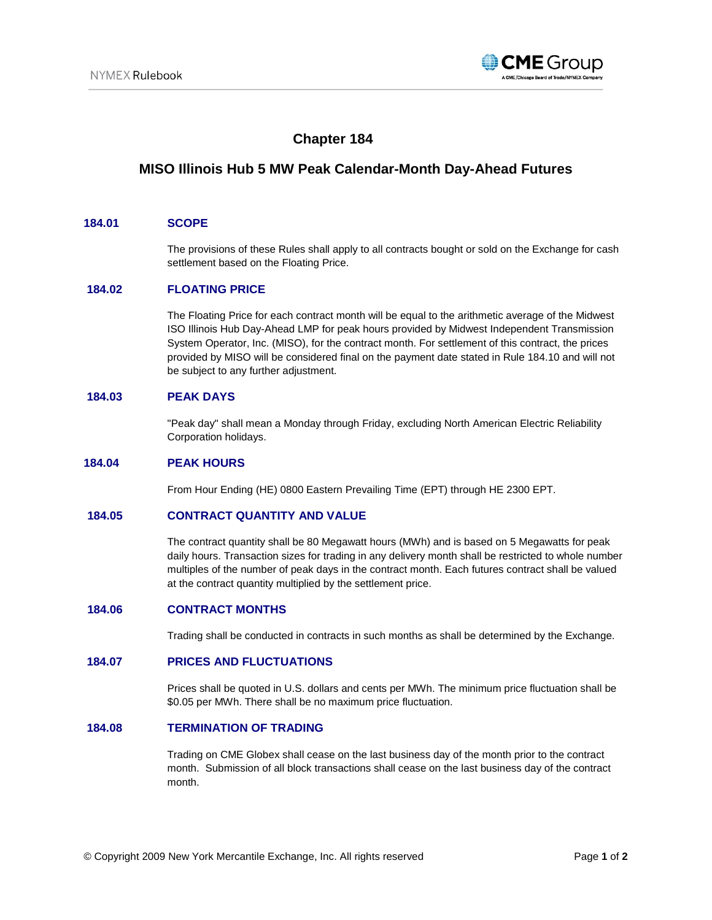# Chapter 184

## MISO Illinois Hub 5 MW Peak Calendar-Month Day-Ahead Futures

### 184.01 SCOPE

The provisions of these Rules shall apply to all contracts bought or sold on the Exchange for cash settlement based on the Floating Price.

### 184.02 FLOATING PRICE

The Floating Price for each contract month will be equal to the arithmetic average of the Midwest ISO Illinois Hub Day-Ahead LMP for peak hours provided by Midwest Independent Transmission System Operator, Inc. (MISO), for the contract month. For settlement of this contract, the prices provided by MISO will be considered final on the payment date stated in Rule 184.10 and will not be subject to any further adjustment.

### 184.03 PEAK DAYS

"Peak day" shall mean a Monday through Friday, excluding North American Electric Reliability Corporation holidays.

### 184.04 PEAK HOURS

From Hour Ending (HE) 0800 Eastern Prevailing Time (EPT) through HE 2300 EPT.

### 184.05 CONTRACT QUANTITY AND VALUE

The contract quantity shall be 80 Megawatt hours (MWh) and is based on 5 Megawatts for peak daily hours. Transaction sizes for trading in any delivery month shall be restricted to whole number multiples of the number of peak days in the contract month. Each futures contract shall be valued at the contract quantity multiplied by the settlement price.

### 184.06 CONTRACT MONTHS

Trading shall be conducted in contracts in such months as shall be determined by the Exchange.

### 184.07 PRICES AND FLUCTUATIONS

Prices shall be quoted in U.S. dollars and cents per MWh. The minimum price fluctuation shall be $0.05 per MWh. There shall be no maximum price fluctuation.

### 184.08 TERMINATION OF TRADING

Trading on CME Globex shall cease on the last business day of the month prior to the contract month. Submission of all block transactions shall cease on the last business day of the contract month.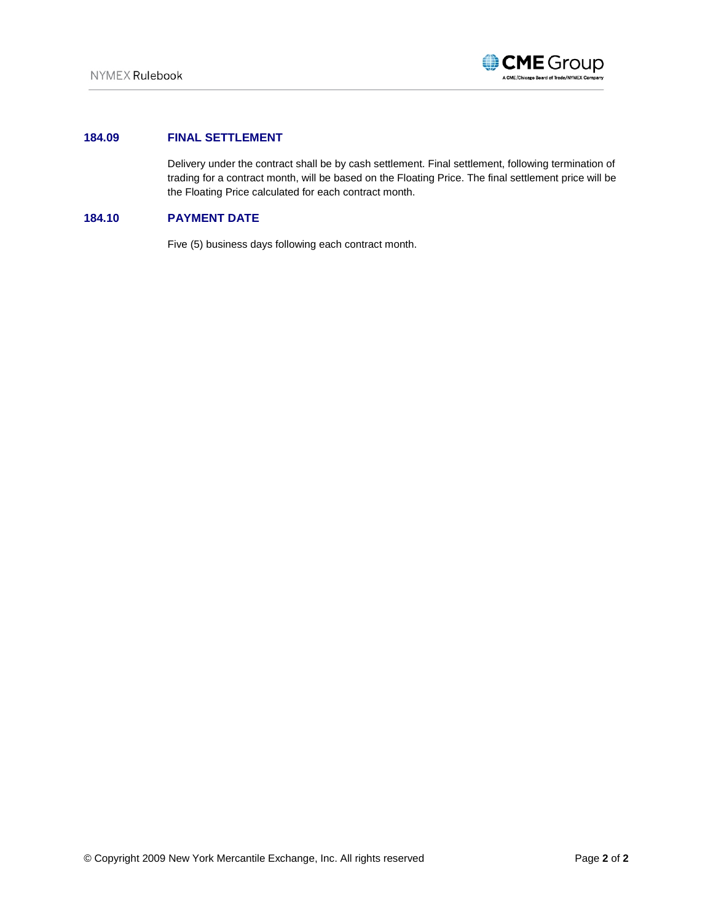### 184.09 FINAL SETTLEMENT

Delivery under the contract shall be by cash settlement. Final settlement, following termination of trading for a contract month, will be based on the Floating Price. The final settlement price will be the Floating Price calculated for each contract month.

### 184.10 PAYMENT DATE

Five (5) business days following each contract month.